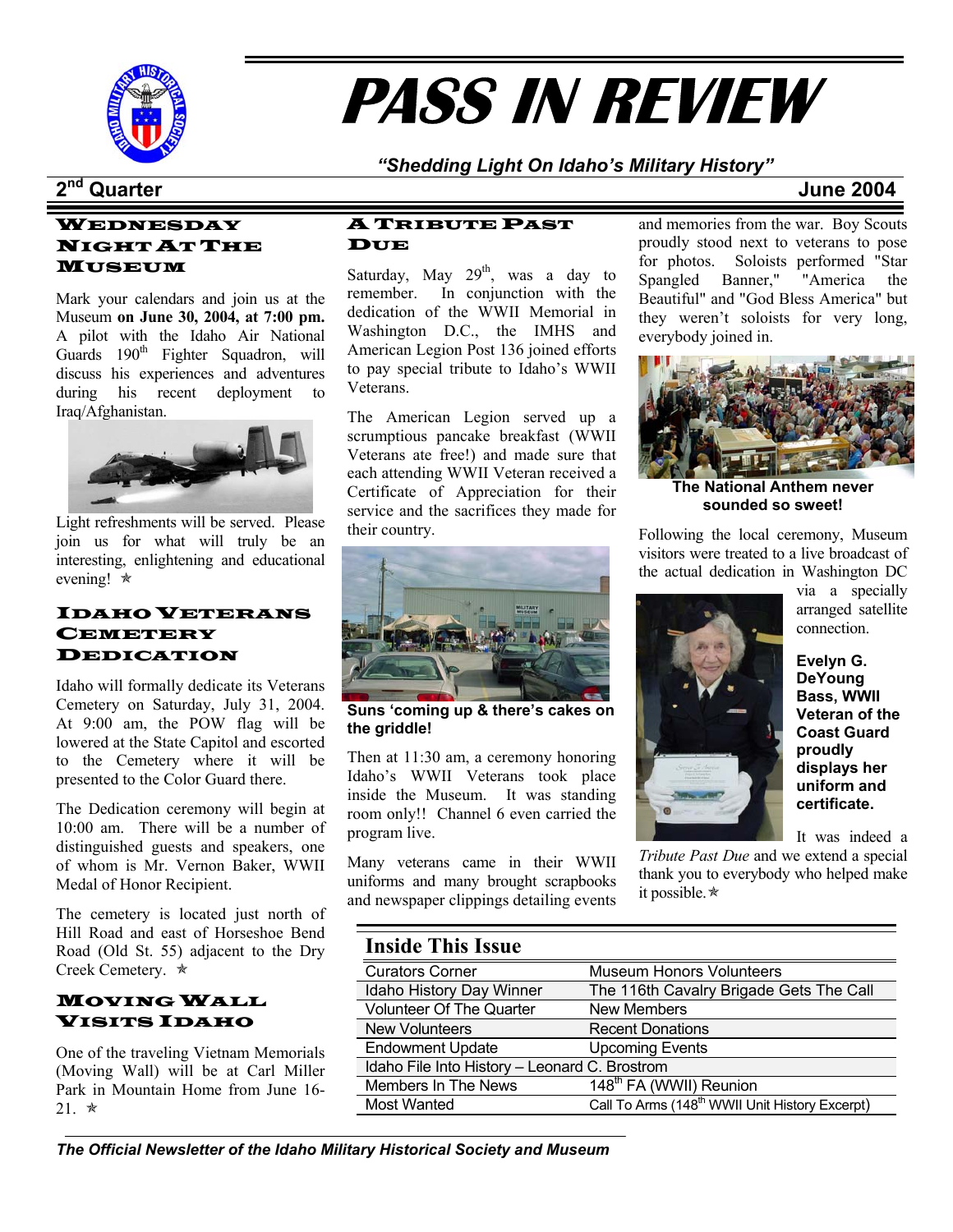# PASS IN REVIEW

*"Shedding Light On Idaho's Military History"*

**2nd Quarter** **June 2004**

## Wednesday Night At The Museum

Mark your calendars and join us at the Museum **on June 30, 2004, at 7:00 pm.** A pilot with the Idaho Air National Guards 190th Fighter Squadron, will discuss his experiences and adventures during his recent deployment to Iraq/Afghanistan.

Light refreshments will be served. Please join us for what will truly be an interesting, enlightening and educational evening! ✯

## Idaho Veterans Cemetery Dedication

Idaho will formally dedicate its Veterans Cemetery on Saturday, July 31, 2004. At 9:00 am, the POW flag will be lowered at the State Capitol and escorted to the Cemetery where it will be presented to the Color Guard there.

The Dedication ceremony will begin at 10:00 am. There will be a number of distinguished guests and speakers, one of whom is Mr. Vernon Baker, WWII Medal of Honor Recipient.

The cemetery is located just north of Hill Road and east of Horseshoe Bend Road (Old St. 55) adjacent to the Dry Creek Cemetery. ✯

## Moving Wall Visits Idaho

One of the traveling Vietnam Memorials (Moving Wall) will be at Carl Miller Park in Mountain Home from June 16-21. ✯

## A Tribute Past Due

Saturday, May 29th, was a day to remember. In conjunction with the dedication of the WWII Memorial in Washington D.C., the IMHS and American Legion Post 136 joined efforts to pay special tribute to Idaho's WWII Veterans.

The American Legion served up a scrumptious pancake breakfast (WWII Veterans ate free!) and made sure that each attending WWII Veteran received a Certificate of Appreciation for their service and the sacrifices they made for their country.

**Suns 'coming up & there's cakes on the griddle!**

Then at 11:30 am, a ceremony honoring Idaho's WWII Veterans took place inside the Museum. It was standing room only!! Channel 6 even carried the program live.

Many veterans came in their WWII uniforms and many brought scrapbooks and newspaper clippings detailing events and memories from the war. Boy Scouts proudly stood next to veterans to pose for photos. Soloists performed "Star Spangled Banner," "America the Beautiful" and "God Bless America" but they weren't soloists for very long, everybody joined in.

**The National Anthem never sounded so sweet!**

Following the local ceremony, Museum visitors were treated to a live broadcast of the actual dedication in Washington DC via a specially arranged satellite connection.

**Evelyn G. DeYoung Bass, WWII Veteran of the Coast Guard proudly displays her uniform and certificate.**

It was indeed a *Tribute Past Due* and we extend a special thank you to everybody who helped make it possible. ✯

## Inside This Issue

| | |
|---|---|
| Curators Corner | Museum Honors Volunteers |
| Idaho History Day Winner | The 116th Cavalry Brigade Gets The Call |
| Volunteer Of The Quarter | New Members |
| New Volunteers | Recent Donations |
| Endowment Update | Upcoming Events |
| Idaho File Into History – Leonard C. Brostrom | |
| Members In The News | 148th FA (WWII) Reunion |
| Most Wanted | Call To Arms (148th WWII Unit History Excerpt) |

*The Official Newsletter of the Idaho Military Historical Society and Museum*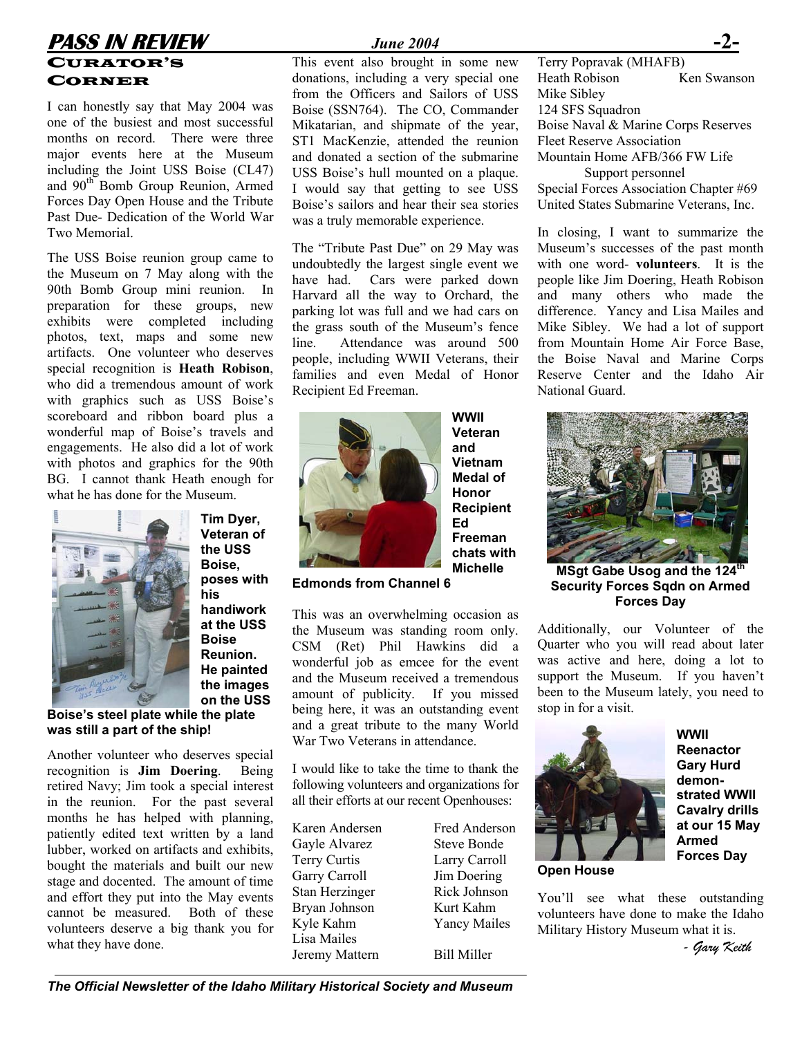## Curator's Corner

I can honestly say that May 2004 was one of the busiest and most successful months on record. There were three major events here at the Museum including the Joint USS Boise (CL47) and 90th Bomb Group Reunion, Armed Forces Day Open House and the Tribute Past Due- Dedication of the World War Two Memorial.

The USS Boise reunion group came to the Museum on 7 May along with the 90th Bomb Group mini reunion. In preparation for these groups, new exhibits were completed including photos, text, maps and some new artifacts. One volunteer who deserves special recognition is **Heath Robison**, who did a tremendous amount of work with graphics such as USS Boise's scoreboard and ribbon board plus a wonderful map of Boise's travels and engagements. He also did a lot of work with photos and graphics for the 90th BG. I cannot thank Heath enough for what he has done for the Museum.

**Tim Dyer, Veteran of the USS Boise, poses with his handiwork at the USS Boise Reunion. He painted the images on the USS Boise's steel plate while the plate was still a part of the ship!**

Another volunteer who deserves special recognition is **Jim Doering**. Being retired Navy; Jim took a special interest in the reunion. For the past several months he has helped with planning, patiently edited text written by a land lubber, worked on artifacts and exhibits, bought the materials and built our new stage and docented. The amount of time and effort they put into the May events cannot be measured. Both of these volunteers deserve a big thank you for what they have done.

This event also brought in some new donations, including a very special one from the Officers and Sailors of USS Boise (SSN764). The CO, Commander Mikatarian, and shipmate of the year, ST1 MacKenzie, attended the reunion and donated a section of the submarine USS Boise's hull mounted on a plaque. I would say that getting to see USS Boise's sailors and hear their sea stories was a truly memorable experience.

The "Tribute Past Due" on 29 May was undoubtedly the largest single event we have had. Cars were parked down Harvard all the way to Orchard, the parking lot was full and we had cars on the grass south of the Museum's fence line. Attendance was around 500 people, including WWII Veterans, their families and even Medal of Honor Recipient Ed Freeman.

**WWII Veteran and Vietnam Medal of Honor Recipient Ed Freeman chats with Michelle Edmonds from Channel 6**

This was an overwhelming occasion as the Museum was standing room only. CSM (Ret) Phil Hawkins did a wonderful job as emcee for the event and the Museum received a tremendous amount of publicity. If you missed being here, it was an outstanding event and a great tribute to the many World War Two Veterans in attendance.

I would like to take the time to thank the following volunteers and organizations for all their efforts at our recent Openhouses:

| | |
|---|---|
| Karen Andersen | Fred Anderson |
| Gayle Alvarez | Steve Bonde |
| Terry Curtis | Larry Carroll |
| Garry Carroll | Jim Doering |
| Stan Herzinger | Rick Johnson |
| Bryan Johnson | Kurt Kahm |
| Kyle Kahm | Yancy Mailes |
| Lisa Mailes | |
| Jeremy Mattern | Bill Miller |
| Terry Popravak (MHAFB) | |
| Heath Robison | Ken Swanson |
| Mike Sibley | |

124 SFS Squadron
Boise Naval & Marine Corps Reserves
Fleet Reserve Association
Mountain Home AFB/366 FW Life Support personnel
Special Forces Association Chapter #69
United States Submarine Veterans, Inc.

In closing, I want to summarize the Museum's successes of the past month with one word- **volunteers**. It is the people like Jim Doering, Heath Robison and many others who made the difference. Yancy and Lisa Mailes and Mike Sibley. We had a lot of support from Mountain Home Air Force Base, the Boise Naval and Marine Corps Reserve Center and the Idaho Air National Guard.

**MSgt Gabe Usog and the 124th Security Forces Sqdn on Armed Forces Day**

Additionally, our Volunteer of the Quarter who you will read about later was active and here, doing a lot to support the Museum. If you haven't been to the Museum lately, you need to stop in for a visit.

**WWII Reenactor Gary Hurd demonstrated WWII Cavalry drills at our 15 May Armed Forces Day Open House**

You'll see what these outstanding volunteers have done to make the Idaho Military History Museum what it is.

*- Gary Keith*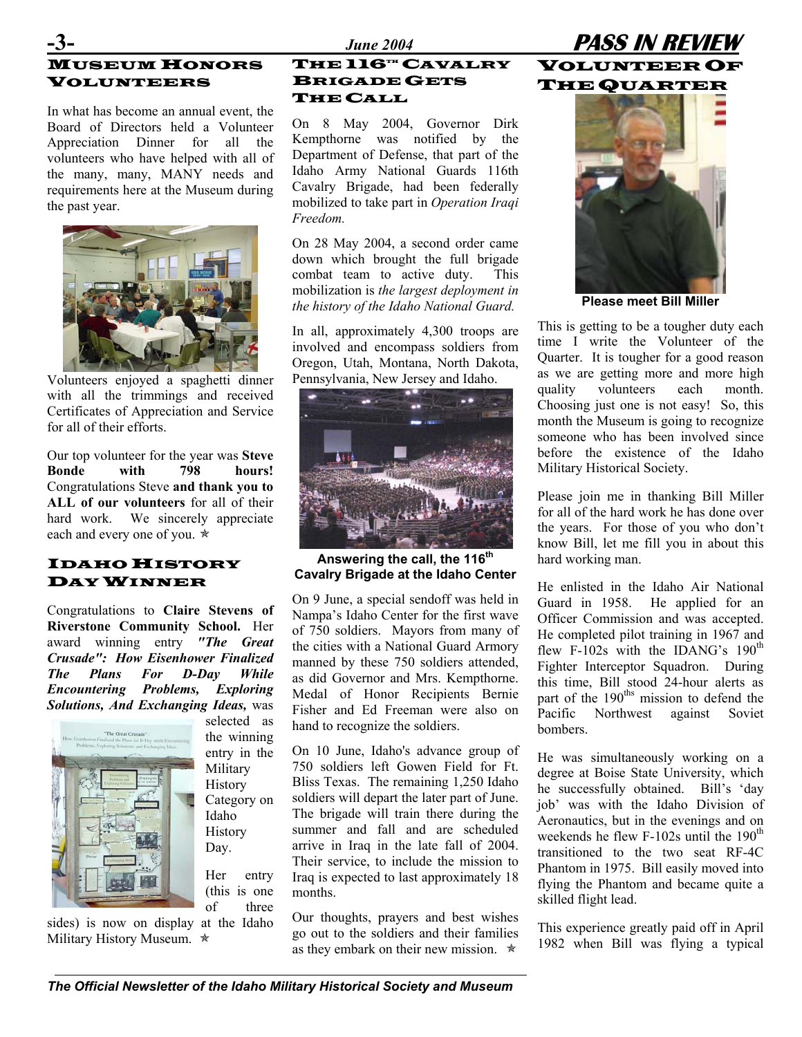## Museum Honors Volunteers

In what has become an annual event, the Board of Directors held a Volunteer Appreciation Dinner for all the volunteers who have helped with all of the many, many, MANY needs and requirements here at the Museum during the past year.

Volunteers enjoyed a spaghetti dinner with all the trimmings and received Certificates of Appreciation and Service for all of their efforts.

Our top volunteer for the year was **Steve Bonde with 798 hours!** Congratulations Steve **and thank you to ALL of our volunteers** for all of their hard work. We sincerely appreciate each and every one of you. ✯

## Idaho History Day Winner

Congratulations to **Claire Stevens of Riverstone Community School.** Her award winning entry ***"The Great Crusade": How Eisenhower Finalized The Plans For D-Day While Encountering Problems, Exploring Solutions, And Exchanging Ideas,*** was selected as the winning entry in the Military History Category on Idaho History Day.

Her entry (this is one of three sides) is now on display at the Idaho Military History Museum. ✯

## The 116th Cavalry Brigade Gets The Call

On 8 May 2004, Governor Dirk Kempthorne was notified by the Department of Defense, that part of the Idaho Army National Guards 116th Cavalry Brigade, had been federally mobilized to take part in *Operation Iraqi Freedom.*

On 28 May 2004, a second order came down which brought the full brigade combat team to active duty. This mobilization is *the largest deployment in the history of the Idaho National Guard.*

In all, approximately 4,300 troops are involved and encompass soldiers from Oregon, Utah, Montana, North Dakota, Pennsylvania, New Jersey and Idaho.

**Answering the call, the 116th Cavalry Brigade at the Idaho Center**

On 9 June, a special sendoff was held in Nampa's Idaho Center for the first wave of 750 soldiers. Mayors from many of the cities with a National Guard Armory manned by these 750 soldiers attended, as did Governor and Mrs. Kempthorne. Medal of Honor Recipients Bernie Fisher and Ed Freeman were also on hand to recognize the soldiers.

On 10 June, Idaho's advance group of 750 soldiers left Gowen Field for Ft. Bliss Texas. The remaining 1,250 Idaho soldiers will depart the later part of June. The brigade will train there during the summer and fall and are scheduled arrive in Iraq in the late fall of 2004. Their service, to include the mission to Iraq is expected to last approximately 18 months.

Our thoughts, prayers and best wishes go out to the soldiers and their families as they embark on their new mission. ✯

## Volunteer Of The Quarter

**Please meet Bill Miller**

This is getting to be a tougher duty each time I write the Volunteer of the Quarter. It is tougher for a good reason as we are getting more and more high quality volunteers each month. Choosing just one is not easy! So, this month the Museum is going to recognize someone who has been involved since before the existence of the Idaho Military Historical Society.

Please join me in thanking Bill Miller for all of the hard work he has done over the years. For those of you who don't know Bill, let me fill you in about this hard working man.

He enlisted in the Idaho Air National Guard in 1958. He applied for an Officer Commission and was accepted. He completed pilot training in 1967 and flew F-102s with the IDANG's 190th Fighter Interceptor Squadron. During this time, Bill stood 24-hour alerts as part of the 190ths mission to defend the Pacific Northwest against Soviet bombers.

He was simultaneously working on a degree at Boise State University, which he successfully obtained. Bill's 'day job' was with the Idaho Division of Aeronautics, but in the evenings and on weekends he flew F-102s until the 190th transitioned to the two seat RF-4C Phantom in 1975. Bill easily moved into flying the Phantom and became quite a skilled flight lead.

This experience greatly paid off in April 1982 when Bill was flying a typical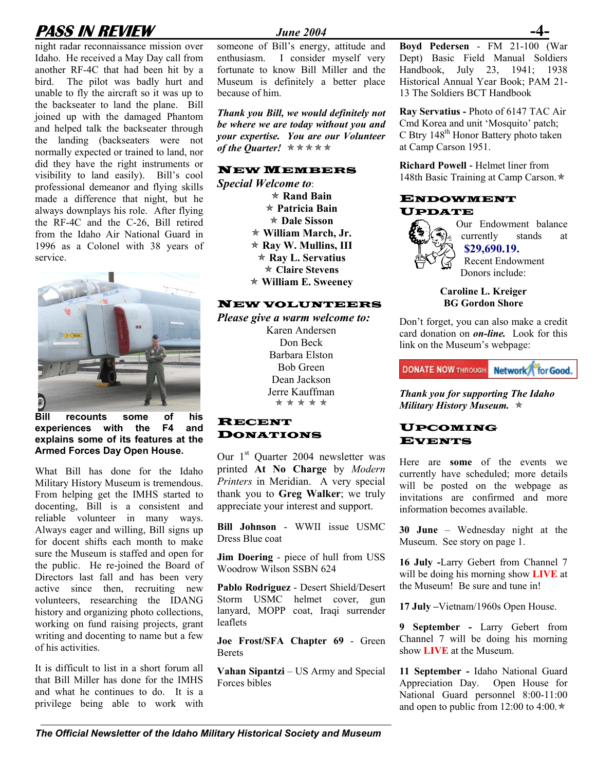night radar reconnaissance mission over Idaho. He received a May Day call from another RF-4C that had been hit by a bird. The pilot was badly hurt and unable to fly the aircraft so it was up to the backseater to land the plane. Bill joined up with the damaged Phantom and helped talk the backseater through the landing (backseaters were not normally expected or trained to land, nor did they have the right instruments or visibility to land easily). Bill's cool professional demeanor and flying skills made a difference that night, but he always downplays his role. After flying the RF-4C and the C-26, Bill retired from the Idaho Air National Guard in 1996 as a Colonel with 38 years of service.

**Bill recounts some of his experiences with the F4 and explains some of its features at the Armed Forces Day Open House.**

What Bill has done for the Idaho Military History Museum is tremendous. From helping get the IMHS started to docenting, Bill is a consistent and reliable volunteer in many ways. Always eager and willing, Bill signs up for docent shifts each month to make sure the Museum is staffed and open for the public. He re-joined the Board of Directors last fall and has been very active since then, recruiting new volunteers, researching the IDANG history and organizing photo collections, working on fund raising projects, grant writing and docenting to name but a few of his activities.

It is difficult to list in a short forum all that Bill Miller has done for the IMHS and what he continues to do. It is a privilege being able to work with someone of Bill's energy, attitude and enthusiasm. I consider myself very fortunate to know Bill Miller and the Museum is definitely a better place because of him.

***Thank you Bill, we would definitely not be where we are today without you and your expertise. You are our Volunteer of the Quarter!*** ✯✯✯✯✯

## New Members

*Special Welcome to*:

✯ **Rand Bain**
✯ **Patricia Bain**
✯ **Dale Sisson**
✯ **William March, Jr.**
✯ **Ray W. Mullins, III**
✯ **Ray L. Servatius**
✯ **Claire Stevens**
✯ **William E. Sweeney**

## New Volunteers

***Please give a warm welcome to:***

Karen Andersen
Don Beck
Barbara Elston
Bob Green
Dean Jackson
Jerre Kauffman

✯✯✯✯✯

## Recent Donations

Our 1st Quarter 2004 newsletter was printed **At No Charge** by *Modern Printers* in Meridian. A very special thank you to **Greg Walker**; we truly appreciate your interest and support.

**Bill Johnson** - WWII issue USMC Dress Blue coat

**Jim Doering** - piece of hull from USS Woodrow Wilson SSBN 624

**Pablo Rodriguez** - Desert Shield/Desert Storm USMC helmet cover, gun lanyard, MOPP coat, Iraqi surrender leaflets

**Joe Frost/SFA Chapter 69** - Green Berets

**Vahan Sipantzi** – US Army and Special Forces bibles

**Boyd Pedersen** - FM 21-100 (War Dept) Basic Field Manual Soldiers Handbook, July 23, 1941; 1938 Historical Annual Year Book; PAM 21-13 The Soldiers BCT Handbook

**Ray Servatius -** Photo of 6147 TAC Air Cmd Korea and unit 'Mosquito' patch; C Btry 148th Honor Battery photo taken at Camp Carson 1951.

**Richard Powell -** Helmet liner from 148th Basic Training at Camp Carson. ✯

## Endowment Update

Our Endowment balance currently stands at **$29,690.19.** Recent Endowment Donors include:

**Caroline L. Kreiger**
**BG Gordon Shore**

Don't forget, you can also make a credit card donation on ***on-line.*** Look for this link on the Museum's webpage:

DONATE NOW THROUGH Network for Good.

***Thank you for supporting The Idaho Military History Museum.*** ✯

## Upcoming Events

Here are **some** of the events we currently have scheduled; more details will be posted on the webpage as invitations are confirmed and more information becomes available.

**30 June** – Wednesday night at the Museum. See story on page 1.

**16 July -**Larry Gebert from Channel 7 will be doing his morning show **LIVE** at the Museum! Be sure and tune in!

**17 July –**Vietnam/1960s Open House.

**9 September -** Larry Gebert from Channel 7 will be doing his morning show **LIVE** at the Museum.

**11 September -** Idaho National Guard Appreciation Day. Open House for National Guard personnel 8:00-11:00 and open to public from 12:00 to 4:00. ✯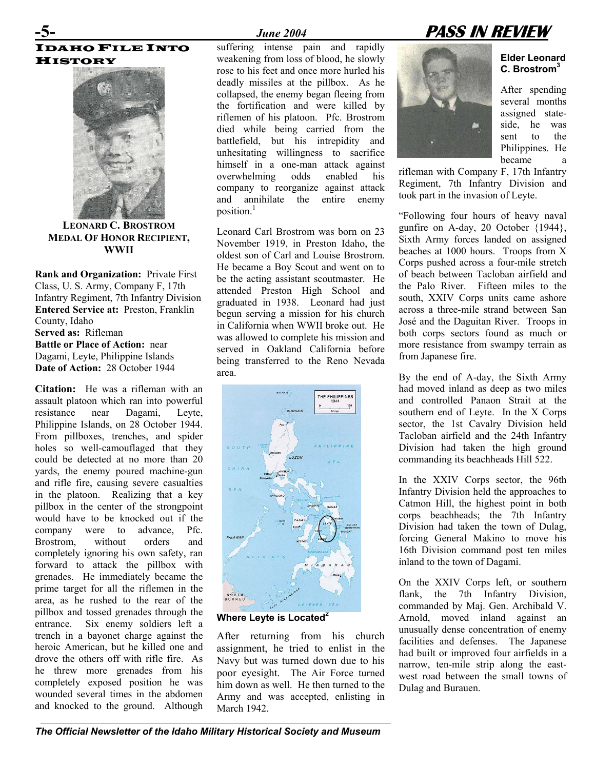# Idaho File Into History

**LEONARD C. BROSTROM**
**MEDAL OF HONOR RECIPIENT, WWII**

**Rank and Organization:** Private First Class, U. S. Army, Company F, 17th Infantry Regiment, 7th Infantry Division
**Entered Service at:** Preston, Franklin County, Idaho
**Served as:** Rifleman
**Battle or Place of Action:** near Dagami, Leyte, Philippine Islands
**Date of Action:** 28 October 1944

**Citation:** He was a rifleman with an assault platoon which ran into powerful resistance near Dagami, Leyte, Philippine Islands, on 28 October 1944. From pillboxes, trenches, and spider holes so well-camouflaged that they could be detected at no more than 20 yards, the enemy poured machine-gun and rifle fire, causing severe casualties in the platoon. Realizing that a key pillbox in the center of the strongpoint would have to be knocked out if the company were to advance, Pfc. Brostrom, without orders and completely ignoring his own safety, ran forward to attack the pillbox with grenades. He immediately became the prime target for all the riflemen in the area, as he rushed to the rear of the pillbox and tossed grenades through the entrance. Six enemy soldiers left a trench in a bayonet charge against the heroic American, but he killed one and drove the others off with rifle fire. As he threw more grenades from his completely exposed position he was wounded several times in the abdomen and knocked to the ground. Although suffering intense pain and rapidly weakening from loss of blood, he slowly rose to his feet and once more hurled his deadly missiles at the pillbox. As he collapsed, the enemy began fleeing from the fortification and were killed by riflemen of his platoon. Pfc. Brostrom died while being carried from the battlefield, but his intrepidity and unhesitating willingness to sacrifice himself in a one-man attack against overwhelming odds enabled his company to reorganize against attack and annihilate the entire enemy position.[1]

Leonard Carl Brostrom was born on 23 November 1919, in Preston Idaho, the oldest son of Carl and Louise Brostrom. He became a Boy Scout and went on to be the acting assistant scoutmaster. He attended Preston High School and graduated in 1938. Leonard had just begun serving a mission for his church in California when WWII broke out. He was allowed to complete his mission and served in Oakland California before being transferred to the Reno Nevada area.

**Where Leyte is Located[2]**

After returning from his church assignment, he tried to enlist in the Navy but was turned down due to his poor eyesight. The Air Force turned him down as well. He then turned to the Army and was accepted, enlisting in March 1942.

**Elder Leonard C. Brostrom[3]**

After spending several months assigned stateside, he was sent to the Philippines. He became a rifleman with Company F, 17th Infantry Regiment, 7th Infantry Division and took part in the invasion of Leyte.

"Following four hours of heavy naval gunfire on A-day, 20 October {1944}, Sixth Army forces landed on assigned beaches at 1000 hours. Troops from X Corps pushed across a four-mile stretch of beach between Tacloban airfield and the Palo River. Fifteen miles to the south, XXIV Corps units came ashore across a three-mile strand between San José and the Daguitan River. Troops in both corps sectors found as much or more resistance from swampy terrain as from Japanese fire.

By the end of A-day, the Sixth Army had moved inland as deep as two miles and controlled Panaon Strait at the southern end of Leyte. In the X Corps sector, the 1st Cavalry Division held Tacloban airfield and the 24th Infantry Division had taken the high ground commanding its beachheads Hill 522.

In the XXIV Corps sector, the 96th Infantry Division held the approaches to Catmon Hill, the highest point in both corps beachheads; the 7th Infantry Division had taken the town of Dulag, forcing General Makino to move his 16th Division command post ten miles inland to the town of Dagami.

On the XXIV Corps left, or southern flank, the 7th Infantry Division, commanded by Maj. Gen. Archibald V. Arnold, moved inland against an unusually dense concentration of enemy facilities and defenses. The Japanese had built or improved four airfields in a narrow, ten-mile strip along the east-west road between the small towns of Dulag and Burauen.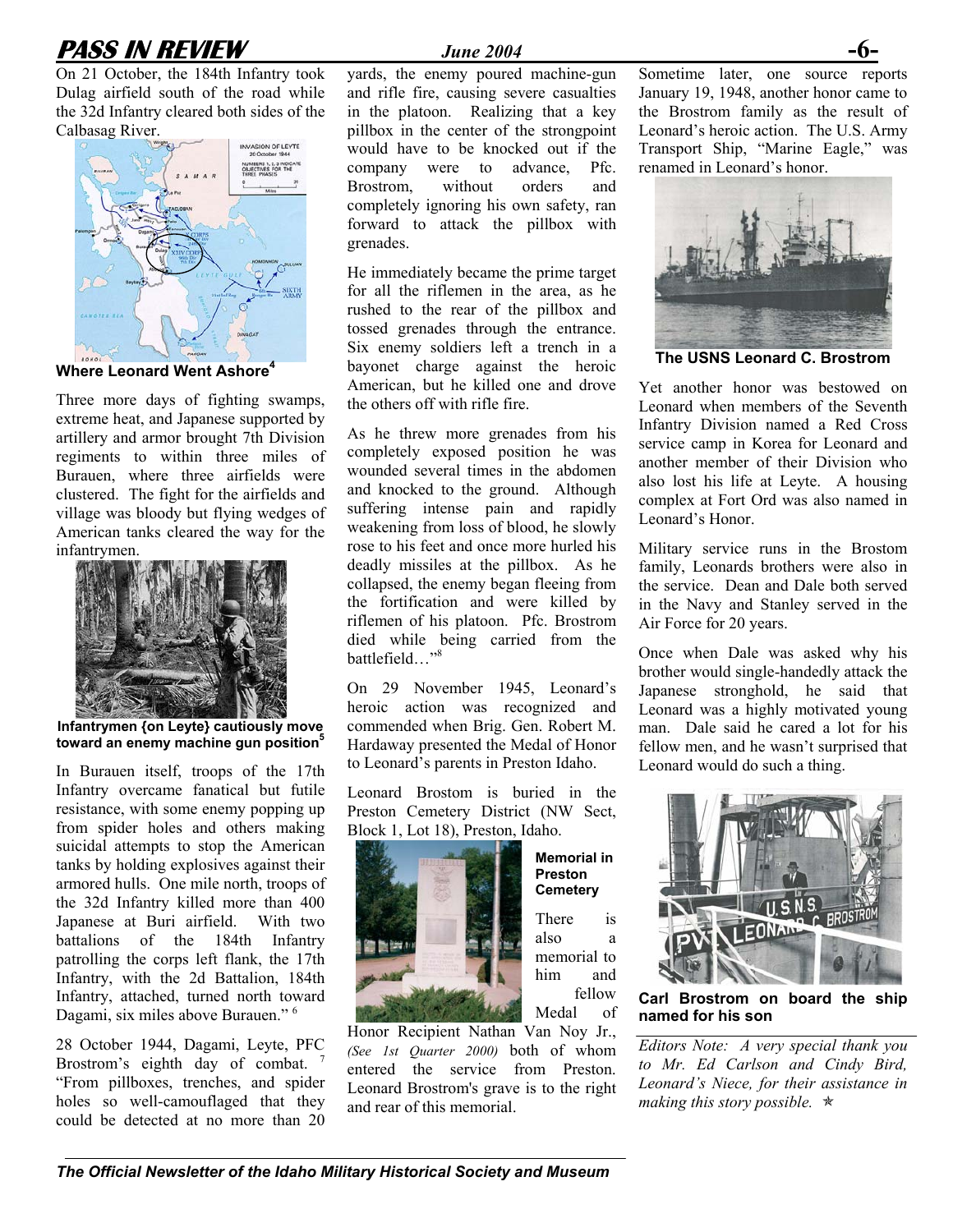On 21 October, the 184th Infantry took Dulag airfield south of the road while the 32d Infantry cleared both sides of the Calbasag River.

**Where Leonard Went Ashore**[4]

Three more days of fighting swamps, extreme heat, and Japanese supported by artillery and armor brought 7th Division regiments to within three miles of Burauen, where three airfields were clustered. The fight for the airfields and village was bloody but flying wedges of American tanks cleared the way for the infantrymen.

**Infantrymen {on Leyte} cautiously move toward an enemy machine gun position**[5]

In Burauen itself, troops of the 17th Infantry overcame fanatical but futile resistance, with some enemy popping up from spider holes and others making suicidal attempts to stop the American tanks by holding explosives against their armored hulls. One mile north, troops of the 32d Infantry killed more than 400 Japanese at Buri airfield. With two battalions of the 184th Infantry patrolling the corps left flank, the 17th Infantry, with the 2d Battalion, 184th Infantry, attached, turned north toward Dagami, six miles above Burauen." [6]

28 October 1944, Dagami, Leyte, PFC Brostrom's eighth day of combat. [7] "From pillboxes, trenches, and spider holes so well-camouflaged that they could be detected at no more than 20 yards, the enemy poured machine-gun and rifle fire, causing severe casualties in the platoon. Realizing that a key pillbox in the center of the strongpoint would have to be knocked out if the company were to advance, Pfc. Brostrom, without orders and completely ignoring his own safety, ran forward to attack the pillbox with grenades.

He immediately became the prime target for all the riflemen in the area, as he rushed to the rear of the pillbox and tossed grenades through the entrance. Six enemy soldiers left a trench in a bayonet charge against the heroic American, but he killed one and drove the others off with rifle fire.

As he threw more grenades from his completely exposed position he was wounded several times in the abdomen and knocked to the ground. Although suffering intense pain and rapidly weakening from loss of blood, he slowly rose to his feet and once more hurled his deadly missiles at the pillbox. As he collapsed, the enemy began fleeing from the fortification and were killed by riflemen of his platoon. Pfc. Brostrom died while being carried from the battlefield…"[8]

On 29 November 1945, Leonard's heroic action was recognized and commended when Brig. Gen. Robert M. Hardaway presented the Medal of Honor to Leonard's parents in Preston Idaho.

Leonard Brostom is buried in the Preston Cemetery District (NW Sect, Block 1, Lot 18), Preston, Idaho.

**Memorial in Preston Cemetery**

There is also a memorial to him and fellow Medal of Honor Recipient Nathan Van Noy Jr., *(See 1st Quarter 2000)* both of whom entered the service from Preston. Leonard Brostrom's grave is to the right and rear of this memorial.

Sometime later, one source reports January 19, 1948, another honor came to the Brostrom family as the result of Leonard's heroic action. The U.S. Army Transport Ship, "Marine Eagle," was renamed in Leonard's honor.

**The USNS Leonard C. Brostrom**

Yet another honor was bestowed on Leonard when members of the Seventh Infantry Division named a Red Cross service camp in Korea for Leonard and another member of their Division who also lost his life at Leyte. A housing complex at Fort Ord was also named in Leonard's Honor.

Military service runs in the Brostom family, Leonards brothers were also in the service. Dean and Dale both served in the Navy and Stanley served in the Air Force for 20 years.

Once when Dale was asked why his brother would single-handedly attack the Japanese stronghold, he said that Leonard was a highly motivated young man. Dale said he cared a lot for his fellow men, and he wasn't surprised that Leonard would do such a thing.

**Carl Brostrom on board the ship named for his son**

*Editors Note: A very special thank you to Mr. Ed Carlson and Cindy Bird, Leonard's Niece, for their assistance in making this story possible.* ✯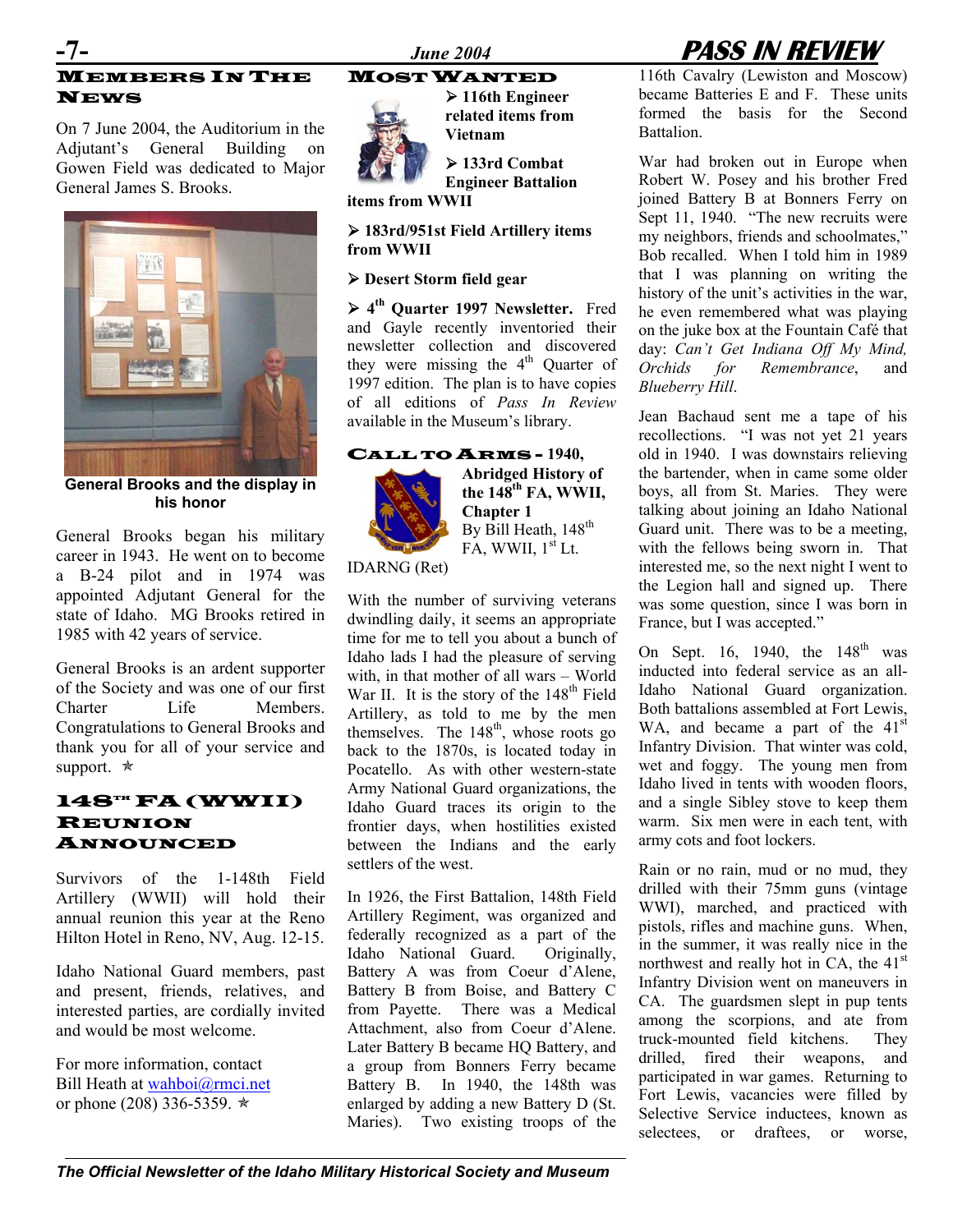## Members In The News

On 7 June 2004, the Auditorium in the Adjutant's General Building on Gowen Field was dedicated to Major General James S. Brooks.

**General Brooks and the display in his honor**

General Brooks began his military career in 1943. He went on to become a B-24 pilot and in 1974 was appointed Adjutant General for the state of Idaho. MG Brooks retired in 1985 with 42 years of service.

General Brooks is an ardent supporter of the Society and was one of our first Charter Life Members. Congratulations to General Brooks and thank you for all of your service and support. ✯

## 148th FA (WWII) Reunion Announced

Survivors of the 1-148th Field Artillery (WWII) will hold their annual reunion this year at the Reno Hilton Hotel in Reno, NV, Aug. 12-15.

Idaho National Guard members, past and present, friends, relatives, and interested parties, are cordially invited and would be most welcome.

For more information, contact Bill Heath at wahboi@rmci.net or phone (208) 336-5359. ✯

## Most Wanted

- **116th Engineer related items from Vietnam**
- **133rd Combat Engineer Battalion items from WWII**
- **183rd/951st Field Artillery items from WWII**
- **Desert Storm field gear**
- **4th Quarter 1997 Newsletter.** Fred and Gayle recently inventoried their newsletter collection and discovered they were missing the 4th Quarter of 1997 edition. The plan is to have copies of all editions of *Pass In Review* available in the Museum's library.

## Call To Arms - 1940, Abridged History of the 148th FA, WWII, Chapter 1

By Bill Heath, 148th FA, WWII, 1st Lt. IDARNG (Ret)

With the number of surviving veterans dwindling daily, it seems an appropriate time for me to tell you about a bunch of Idaho lads I had the pleasure of serving with, in that mother of all wars – World War II. It is the story of the 148th Field Artillery, as told to me by the men themselves. The 148th, whose roots go back to the 1870s, is located today in Pocatello. As with other western-state Army National Guard organizations, the Idaho Guard traces its origin to the frontier days, when hostilities existed between the Indians and the early settlers of the west.

In 1926, the First Battalion, 148th Field Artillery Regiment, was organized and federally recognized as a part of the Idaho National Guard. Originally, Battery A was from Coeur d'Alene, Battery B from Boise, and Battery C from Payette. There was a Medical Attachment, also from Coeur d'Alene. Later Battery B became HQ Battery, and a group from Bonners Ferry became Battery B. In 1940, the 148th was enlarged by adding a new Battery D (St. Maries). Two existing troops of the 116th Cavalry (Lewiston and Moscow) became Batteries E and F. These units formed the basis for the Second Battalion.

War had broken out in Europe when Robert W. Posey and his brother Fred joined Battery B at Bonners Ferry on Sept 11, 1940. "The new recruits were my neighbors, friends and schoolmates," Bob recalled. When I told him in 1989 that I was planning on writing the history of the unit's activities in the war, he even remembered what was playing on the juke box at the Fountain Café that day: *Can't Get Indiana Off My Mind, Orchids for Remembrance*, and *Blueberry Hill*.

Jean Bachaud sent me a tape of his recollections. "I was not yet 21 years old in 1940. I was downstairs relieving the bartender, when in came some older boys, all from St. Maries. They were talking about joining an Idaho National Guard unit. There was to be a meeting, with the fellows being sworn in. That interested me, so the next night I went to the Legion hall and signed up. There was some question, since I was born in France, but I was accepted."

On Sept. 16, 1940, the 148th was inducted into federal service as an all-Idaho National Guard organization. Both battalions assembled at Fort Lewis, WA, and became a part of the 41st Infantry Division. That winter was cold, wet and foggy. The young men from Idaho lived in tents with wooden floors, and a single Sibley stove to keep them warm. Six men were in each tent, with army cots and foot lockers.

Rain or no rain, mud or no mud, they drilled with their 75mm guns (vintage WWI), marched, and practiced with pistols, rifles and machine guns. When, in the summer, it was really nice in the northwest and really hot in CA, the 41st Infantry Division went on maneuvers in CA. The guardsmen slept in pup tents among the scorpions, and ate from truck-mounted field kitchens. They drilled, fired their weapons, and participated in war games. Returning to Fort Lewis, vacancies were filled by Selective Service inductees, known as selectees, or draftees, or worse,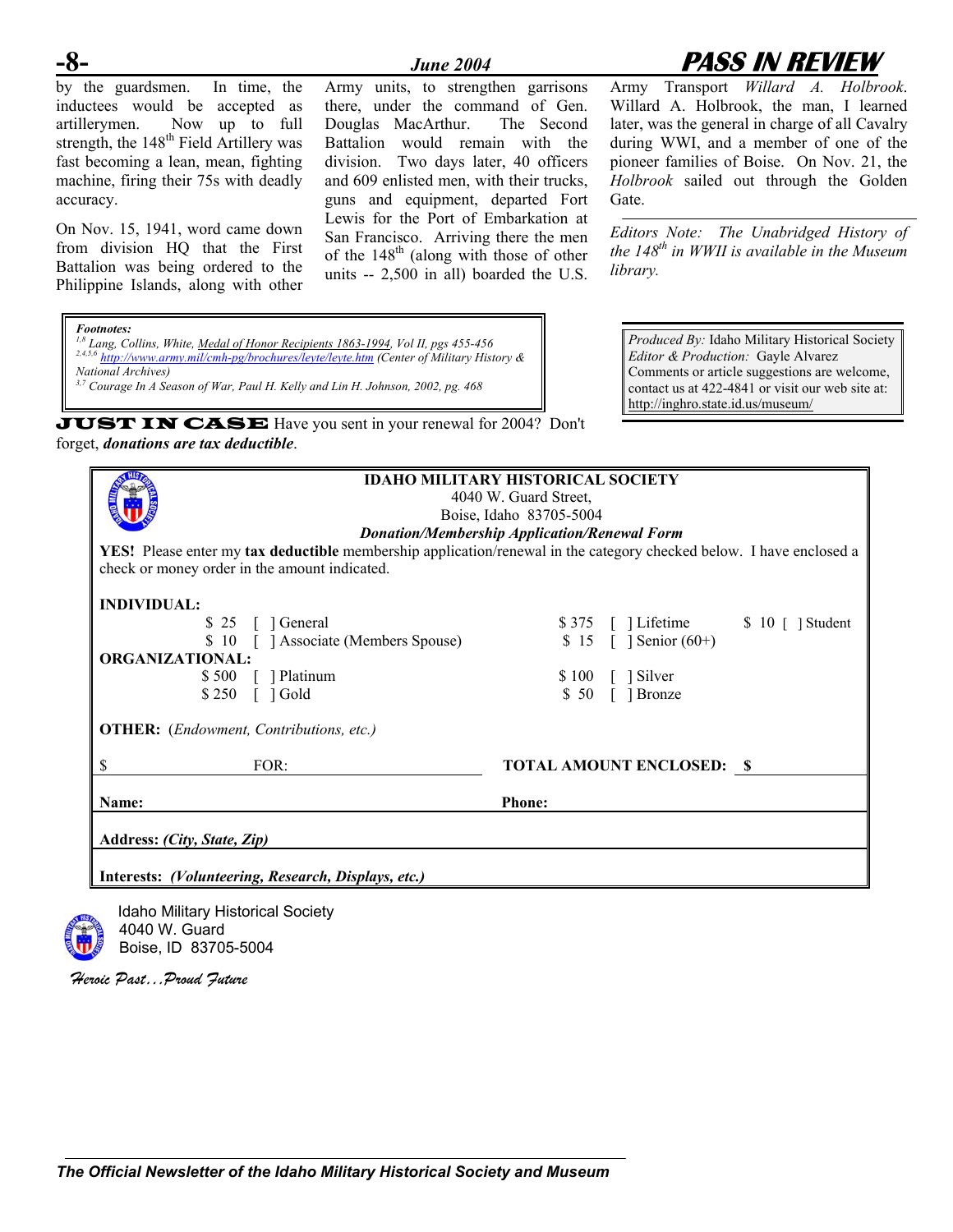by the guardsmen. In time, the inductees would be accepted as artillerymen. Now up to full strength, the 148th Field Artillery was fast becoming a lean, mean, fighting machine, firing their 75s with deadly accuracy.

On Nov. 15, 1941, word came down from division HQ that the First Battalion was being ordered to the Philippine Islands, along with other Army units, to strengthen garrisons there, under the command of Gen. Douglas MacArthur. The Second Battalion would remain with the division. Two days later, 40 officers and 609 enlisted men, with their trucks, guns and equipment, departed Fort Lewis for the Port of Embarkation at San Francisco. Arriving there the men of the 148th (along with those of other units -- 2,500 in all) boarded the U.S. Army Transport *Willard A. Holbrook*. Willard A. Holbrook, the man, I learned later, was the general in charge of all Cavalry during WWI, and a member of one of the pioneer families of Boise. On Nov. 21, the *Holbrook* sailed out through the Golden Gate.

*Editors Note: The Unabridged History of the 148th in WWII is available in the Museum library.*

**Footnotes:**
*[1,8] Lang, Collins, White, Medal of Honor Recipients 1863-1994, Vol II, pgs 455-456*
*[2,4,5,6] http://www.army.mil/cmh-pg/brochures/leyte/leyte.htm (Center of Military History & National Archives)*
*[3,7] Courage In A Season of War, Paul H. Kelly and Lin H. Johnson, 2002, pg. 468*

*Produced By:* Idaho Military Historical Society
*Editor & Production:* Gayle Alvarez
Comments or article suggestions are welcome, contact us at 422-4841 or visit our web site at: http://inghro.state.id.us/museum/

**JUST IN CASE** Have you sent in your renewal for 2004? Don't forget, ***donations are tax deductible***.

**IDAHO MILITARY HISTORICAL SOCIETY**
4040 W. Guard Street,
Boise, Idaho 83705-5004
***Donation/Membership Application/Renewal Form***

**YES!** Please enter my **tax deductible** membership application/renewal in the category checked below. I have enclosed a check or money order in the amount indicated.

**INDIVIDUAL:**
$ 25 [ ] General
$ 10 [ ] Associate (Members Spouse)
$ 375 [ ] Lifetime
$ 15 [ ] Senior (60+)
$ 10 [ ] Student

**ORGANIZATIONAL:**
$ 500 [ ] Platinum
$ 250 [ ] Gold
$ 100 [ ] Silver
$ 50 [ ] Bronze

**OTHER:** (*Endowment, Contributions, etc.)*

$ ______ FOR: ______ **TOTAL AMOUNT ENCLOSED: $** ______

**Name:** ______ **Phone:** ______

**Address: *(City, State, Zip)***

**Interests: *(Volunteering, Research, Displays, etc.)***

Idaho Military Historical Society
4040 W. Guard
Boise, ID 83705-5004

*Heroic Past…Proud Future*